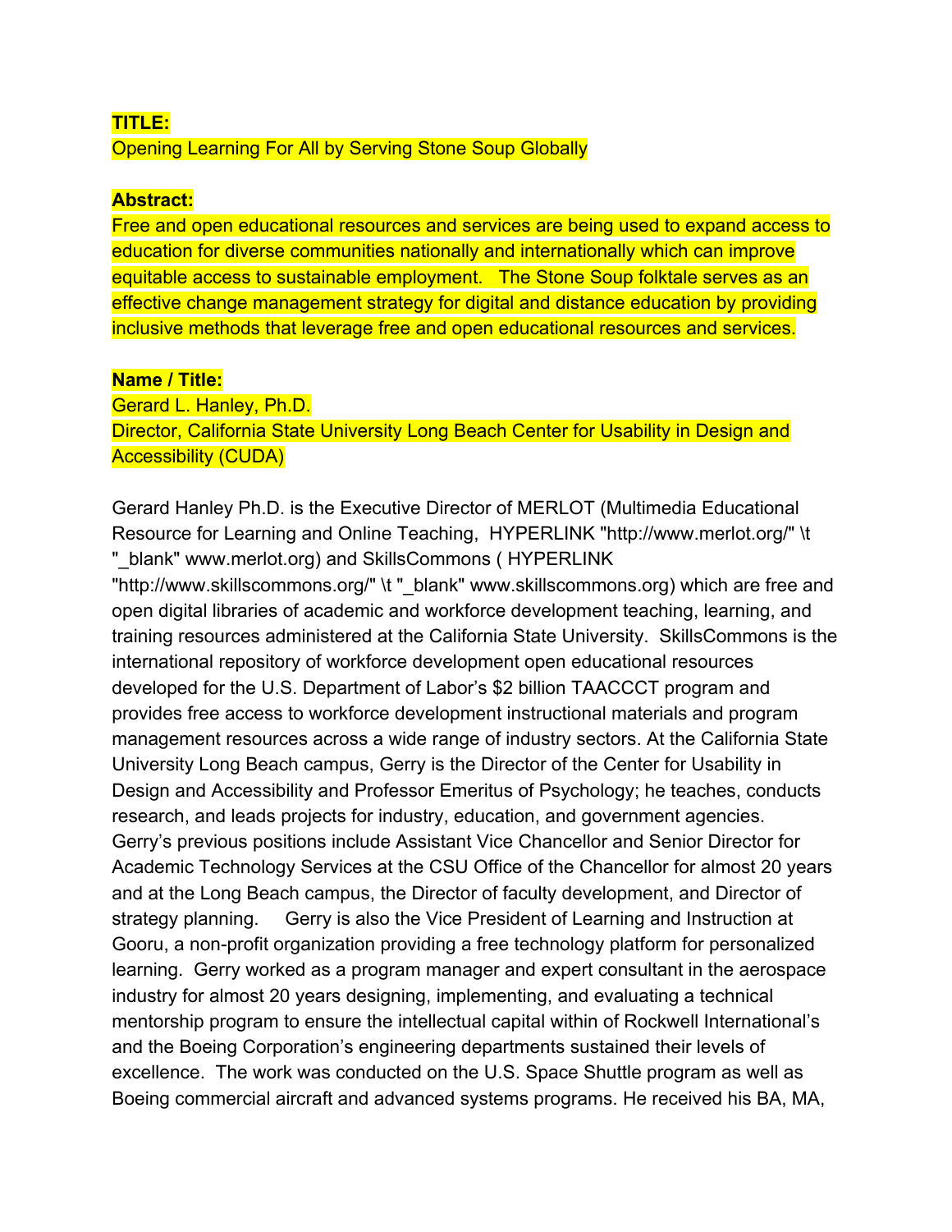**TITLE:**
Opening Learning For All by Serving Stone Soup Globally

**Abstract:**
Free and open educational resources and services are being used to expand access to education for diverse communities nationally and internationally which can improve equitable access to sustainable employment. The Stone Soup folktale serves as an effective change management strategy for digital and distance education by providing inclusive methods that leverage free and open educational resources and services.

**Name / Title:**
Gerard L. Hanley, Ph.D.
Director, California State University Long Beach Center for Usability in Design and Accessibility (CUDA)

Gerard Hanley Ph.D. is the Executive Director of MERLOT (Multimedia Educational Resource for Learning and Online Teaching, HYPERLINK "http://www.merlot.org/" \t "_blank" www.merlot.org) and SkillsCommons ( HYPERLINK "http://www.skillscommons.org/" \t "_blank" www.skillscommons.org) which are free and open digital libraries of academic and workforce development teaching, learning, and training resources administered at the California State University. SkillsCommons is the international repository of workforce development open educational resources developed for the U.S. Department of Labor's $2 billion TAACCCT program and provides free access to workforce development instructional materials and program management resources across a wide range of industry sectors. At the California State University Long Beach campus, Gerry is the Director of the Center for Usability in Design and Accessibility and Professor Emeritus of Psychology; he teaches, conducts research, and leads projects for industry, education, and government agencies. Gerry's previous positions include Assistant Vice Chancellor and Senior Director for Academic Technology Services at the CSU Office of the Chancellor for almost 20 years and at the Long Beach campus, the Director of faculty development, and Director of strategy planning. Gerry is also the Vice President of Learning and Instruction at Gooru, a non-profit organization providing a free technology platform for personalized learning. Gerry worked as a program manager and expert consultant in the aerospace industry for almost 20 years designing, implementing, and evaluating a technical mentorship program to ensure the intellectual capital within of Rockwell International's and the Boeing Corporation's engineering departments sustained their levels of excellence. The work was conducted on the U.S. Space Shuttle program as well as Boeing commercial aircraft and advanced systems programs. He received his BA, MA,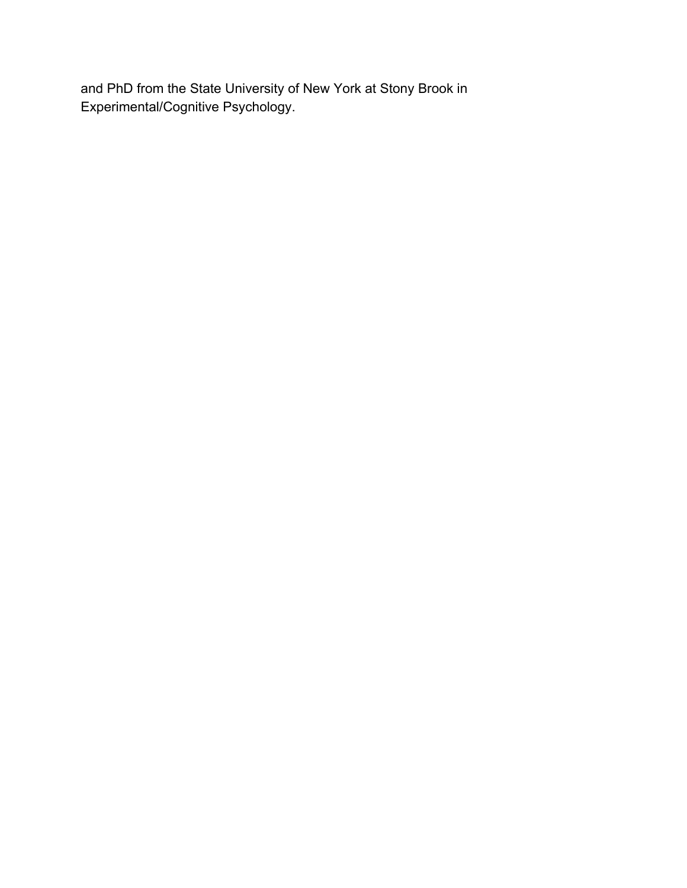and PhD from the State University of New York at Stony Brook in Experimental/Cognitive Psychology.